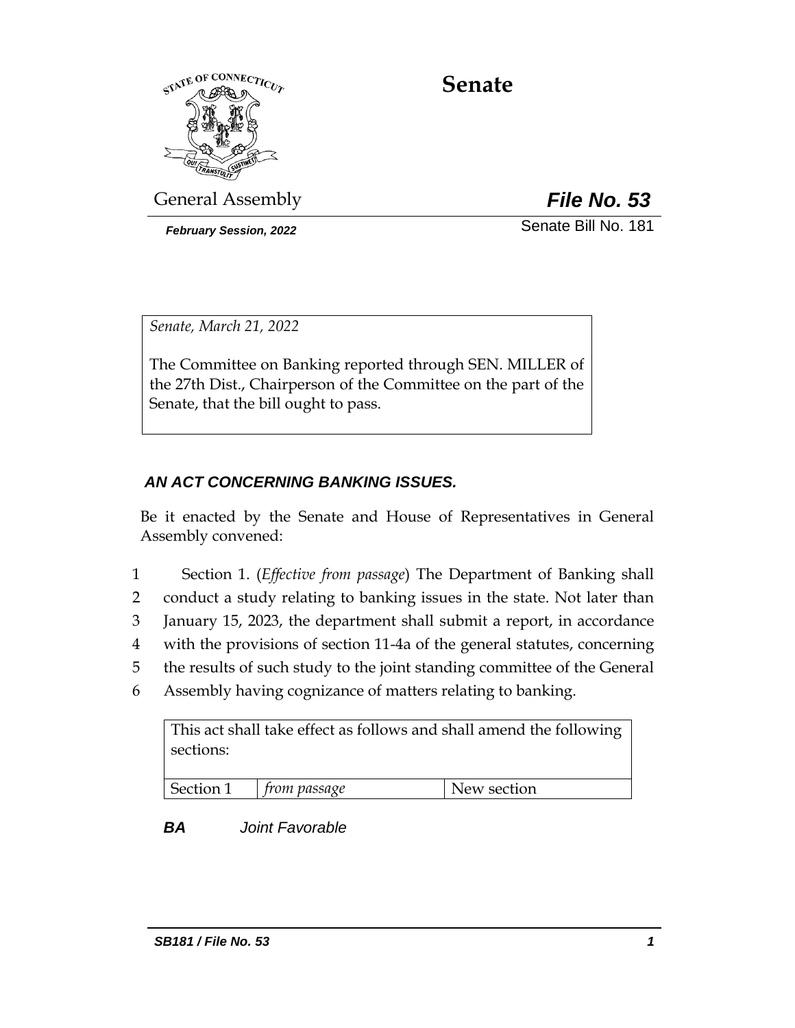# Senate

General Assembly **_File No. 53_**

***February Session, 2022*** Senate Bill No. 181

*Senate, March 21, 2022*

The Committee on Banking reported through SEN. MILLER of the 27th Dist., Chairperson of the Committee on the part of the Senate, that the bill ought to pass.

***AN ACT CONCERNING BANKING ISSUES.***

Be it enacted by the Senate and House of Representatives in General Assembly convened:

1 Section 1. (*Effective from passage*) The Department of Banking shall
2 conduct a study relating to banking issues in the state. Not later than
3 January 15, 2023, the department shall submit a report, in accordance
4 with the provisions of section 11-4a of the general statutes, concerning
5 the results of such study to the joint standing committee of the General
6 Assembly having cognizance of matters relating to banking.

| This act shall take effect as follows and shall amend the following sections: | | |
|---|---|---|
| Section 1 | *from passage* | New section |

***BA*** *Joint Favorable*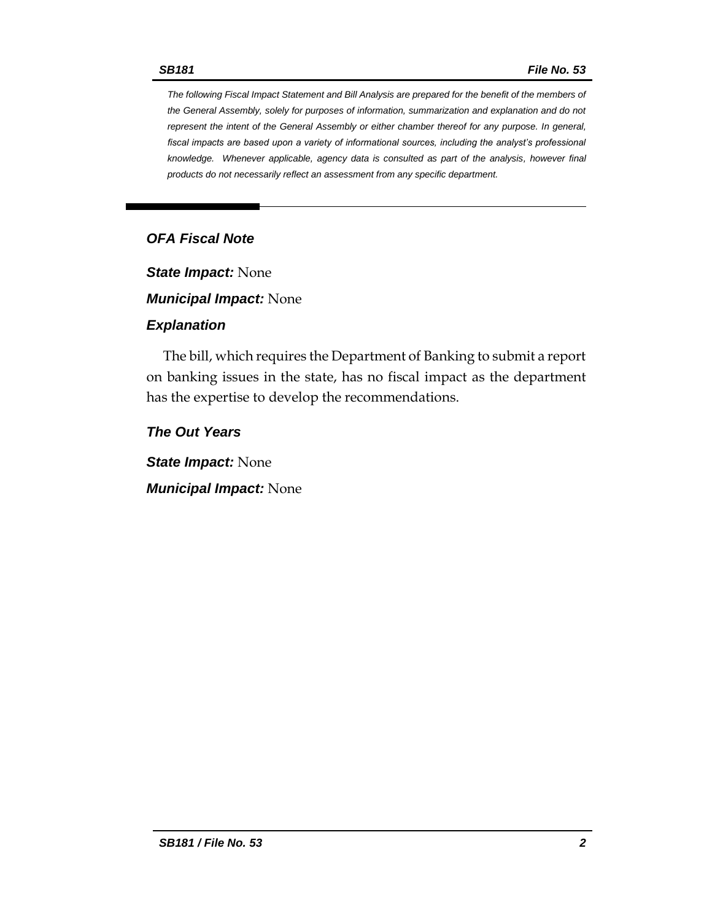*The following Fiscal Impact Statement and Bill Analysis are prepared for the benefit of the members of the General Assembly, solely for purposes of information, summarization and explanation and do not represent the intent of the General Assembly or either chamber thereof for any purpose. In general, fiscal impacts are based upon a variety of informational sources, including the analyst's professional knowledge. Whenever applicable, agency data is consulted as part of the analysis, however final products do not necessarily reflect an assessment from any specific department.*

---

## *OFA Fiscal Note*

***State Impact:*** None

***Municipal Impact:*** None

### *Explanation*

The bill, which requires the Department of Banking to submit a report on banking issues in the state, has no fiscal impact as the department has the expertise to develop the recommendations.

### *The Out Years*

***State Impact:*** None

***Municipal Impact:*** None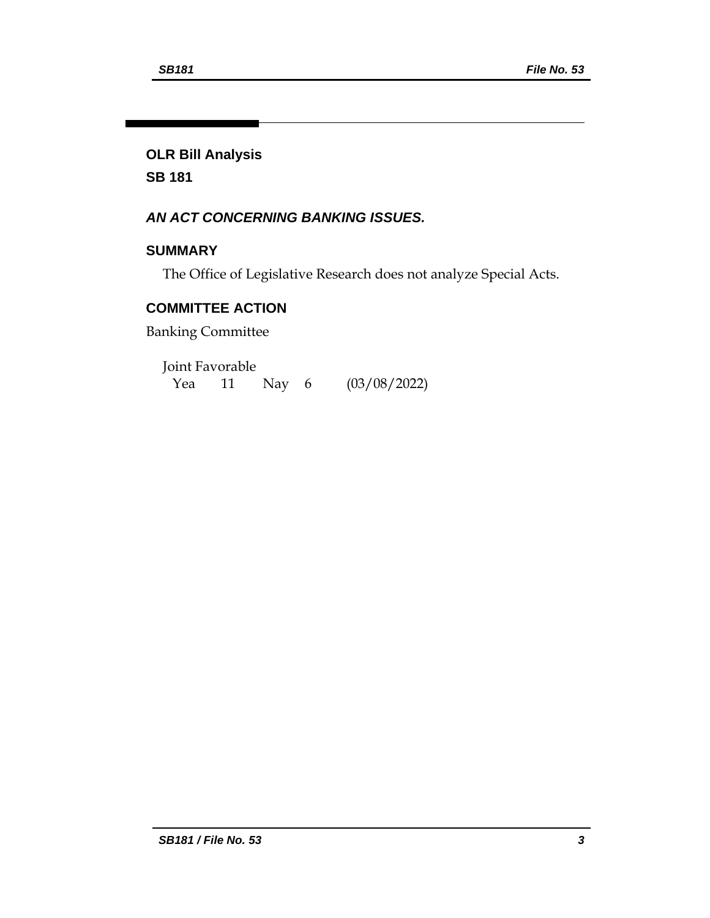## OLR Bill Analysis

## SB 181

### *AN ACT CONCERNING BANKING ISSUES.*

### SUMMARY

The Office of Legislative Research does not analyze Special Acts.

### COMMITTEE ACTION

Banking Committee

Joint Favorable

| | | | | |
|---|---|---|---|---|
| Yea | 11 | Nay | 6 | (03/08/2022) |